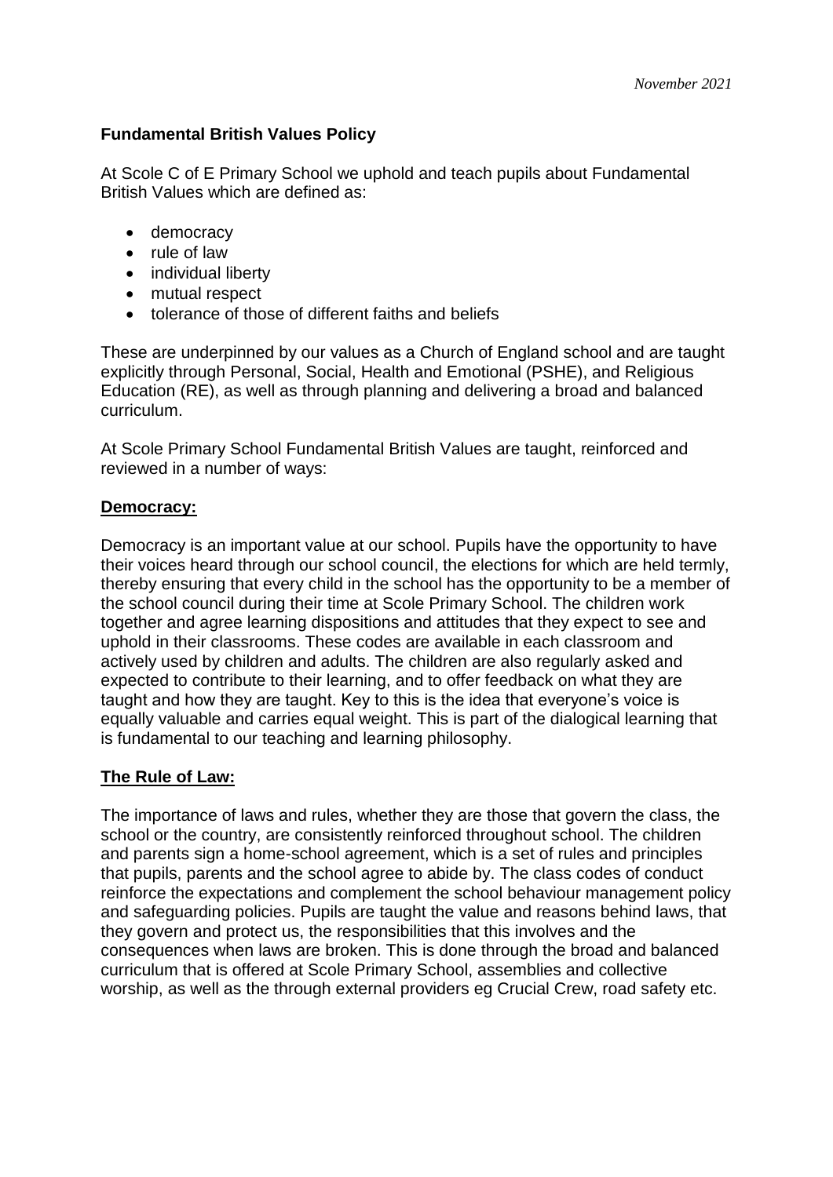*November 2021*

**Fundamental British Values Policy**

At Scole C of E Primary School we uphold and teach pupils about Fundamental British Values which are defined as:

- democracy
- rule of law
- individual liberty
- mutual respect
- tolerance of those of different faiths and beliefs

These are underpinned by our values as a Church of England school and are taught explicitly through Personal, Social, Health and Emotional (PSHE), and Religious Education (RE), as well as through planning and delivering a broad and balanced curriculum.

At Scole Primary School Fundamental British Values are taught, reinforced and reviewed in a number of ways:

**Democracy:**

Democracy is an important value at our school. Pupils have the opportunity to have their voices heard through our school council, the elections for which are held termly, thereby ensuring that every child in the school has the opportunity to be a member of the school council during their time at Scole Primary School. The children work together and agree learning dispositions and attitudes that they expect to see and uphold in their classrooms. These codes are available in each classroom and actively used by children and adults. The children are also regularly asked and expected to contribute to their learning, and to offer feedback on what they are taught and how they are taught. Key to this is the idea that everyone's voice is equally valuable and carries equal weight. This is part of the dialogical learning that is fundamental to our teaching and learning philosophy.

**The Rule of Law:**

The importance of laws and rules, whether they are those that govern the class, the school or the country, are consistently reinforced throughout school. The children and parents sign a home-school agreement, which is a set of rules and principles that pupils, parents and the school agree to abide by. The class codes of conduct reinforce the expectations and complement the school behaviour management policy and safeguarding policies. Pupils are taught the value and reasons behind laws, that they govern and protect us, the responsibilities that this involves and the consequences when laws are broken. This is done through the broad and balanced curriculum that is offered at Scole Primary School, assemblies and collective worship, as well as the through external providers eg Crucial Crew, road safety etc.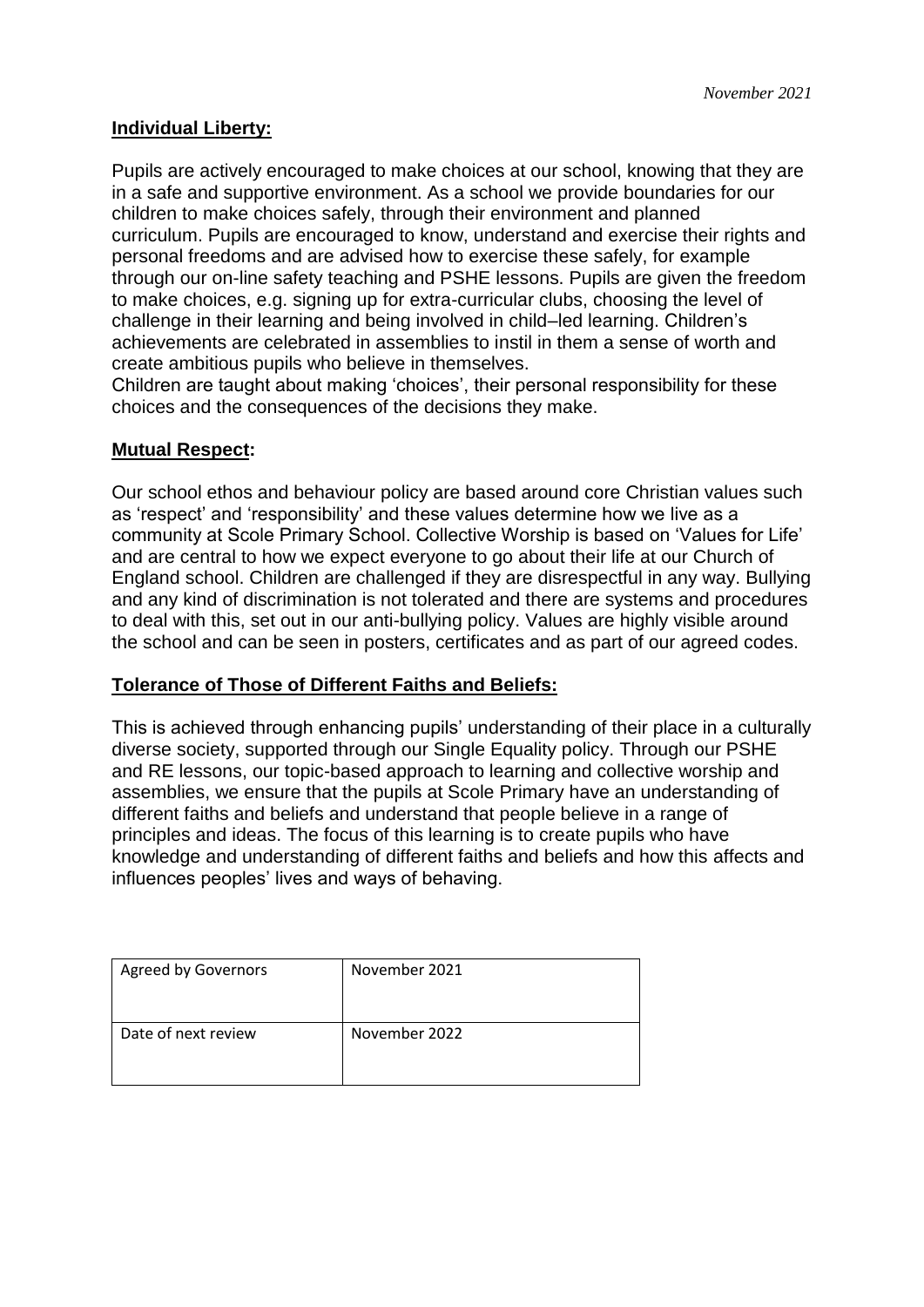*November 2021*

**Individual Liberty:**

Pupils are actively encouraged to make choices at our school, knowing that they are in a safe and supportive environment. As a school we provide boundaries for our children to make choices safely, through their environment and planned curriculum. Pupils are encouraged to know, understand and exercise their rights and personal freedoms and are advised how to exercise these safely, for example through our on-line safety teaching and PSHE lessons. Pupils are given the freedom to make choices, e.g. signing up for extra-curricular clubs, choosing the level of challenge in their learning and being involved in child–led learning. Children's achievements are celebrated in assemblies to instil in them a sense of worth and create ambitious pupils who believe in themselves.
Children are taught about making 'choices', their personal responsibility for these choices and the consequences of the decisions they make.

**Mutual Respect:**

Our school ethos and behaviour policy are based around core Christian values such as 'respect' and 'responsibility' and these values determine how we live as a community at Scole Primary School. Collective Worship is based on 'Values for Life' and are central to how we expect everyone to go about their life at our Church of England school. Children are challenged if they are disrespectful in any way. Bullying and any kind of discrimination is not tolerated and there are systems and procedures to deal with this, set out in our anti-bullying policy. Values are highly visible around the school and can be seen in posters, certificates and as part of our agreed codes.

**Tolerance of Those of Different Faiths and Beliefs:**

This is achieved through enhancing pupils' understanding of their place in a culturally diverse society, supported through our Single Equality policy. Through our PSHE and RE lessons, our topic-based approach to learning and collective worship and assemblies, we ensure that the pupils at Scole Primary have an understanding of different faiths and beliefs and understand that people believe in a range of principles and ideas. The focus of this learning is to create pupils who have knowledge and understanding of different faiths and beliefs and how this affects and influences peoples' lives and ways of behaving.

| | |
|---|---|
| Agreed by Governors | November 2021 |
| Date of next review | November 2022 |